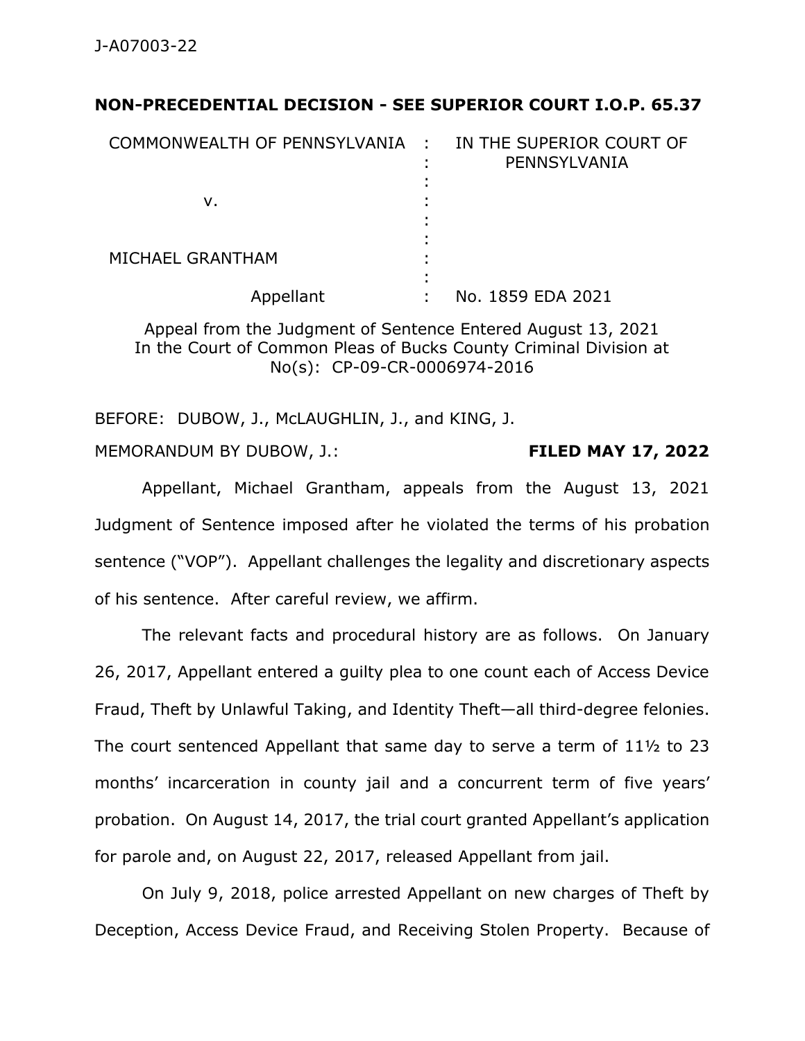J-A07003-22

**NON-PRECEDENTIAL DECISION - SEE SUPERIOR COURT I.O.P. 65.37**

| | | |
|---|---|---|
| COMMONWEALTH OF PENNSYLVANIA | : | IN THE SUPERIOR COURT OF PENNSYLVANIA |
| | : | |
| v. | : | |
| | : | |
| MICHAEL GRANTHAM | : | |
| | : | |
| Appellant | : | No. 1859 EDA 2021 |

Appeal from the Judgment of Sentence Entered August 13, 2021
In the Court of Common Pleas of Bucks County Criminal Division at No(s): CP-09-CR-0006974-2016

BEFORE: DUBOW, J., McLAUGHLIN, J., and KING, J.

MEMORANDUM BY DUBOW, J.: **FILED MAY 17, 2022**

Appellant, Michael Grantham, appeals from the August 13, 2021 Judgment of Sentence imposed after he violated the terms of his probation sentence ("VOP"). Appellant challenges the legality and discretionary aspects of his sentence. After careful review, we affirm.

The relevant facts and procedural history are as follows. On January 26, 2017, Appellant entered a guilty plea to one count each of Access Device Fraud, Theft by Unlawful Taking, and Identity Theft—all third-degree felonies. The court sentenced Appellant that same day to serve a term of 11½ to 23 months' incarceration in county jail and a concurrent term of five years' probation. On August 14, 2017, the trial court granted Appellant's application for parole and, on August 22, 2017, released Appellant from jail.

On July 9, 2018, police arrested Appellant on new charges of Theft by Deception, Access Device Fraud, and Receiving Stolen Property. Because of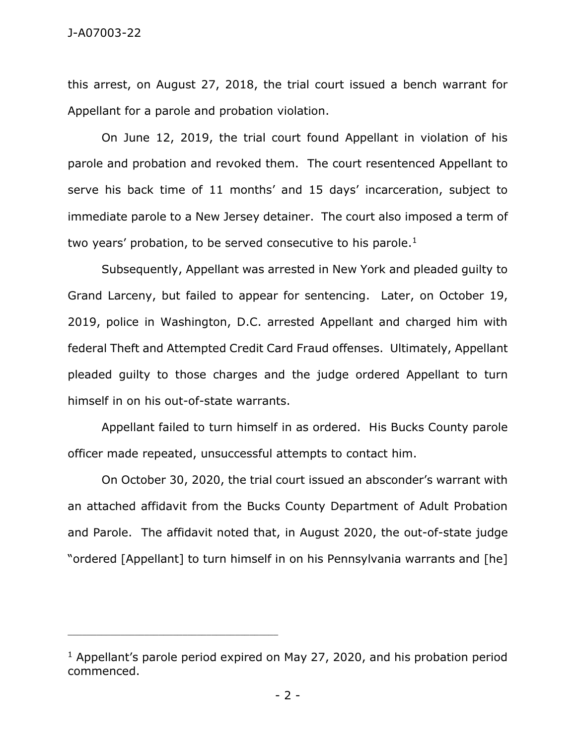this arrest, on August 27, 2018, the trial court issued a bench warrant for Appellant for a parole and probation violation.

On June 12, 2019, the trial court found Appellant in violation of his parole and probation and revoked them. The court resentenced Appellant to serve his back time of 11 months' and 15 days' incarceration, subject to immediate parole to a New Jersey detainer. The court also imposed a term of two years' probation, to be served consecutive to his parole.[1]

Subsequently, Appellant was arrested in New York and pleaded guilty to Grand Larceny, but failed to appear for sentencing. Later, on October 19, 2019, police in Washington, D.C. arrested Appellant and charged him with federal Theft and Attempted Credit Card Fraud offenses. Ultimately, Appellant pleaded guilty to those charges and the judge ordered Appellant to turn himself in on his out-of-state warrants.

Appellant failed to turn himself in as ordered. His Bucks County parole officer made repeated, unsuccessful attempts to contact him.

On October 30, 2020, the trial court issued an absconder's warrant with an attached affidavit from the Bucks County Department of Adult Probation and Parole. The affidavit noted that, in August 2020, the out-of-state judge "ordered [Appellant] to turn himself in on his Pennsylvania warrants and [he]

---

[1] Appellant's parole period expired on May 27, 2020, and his probation period commenced.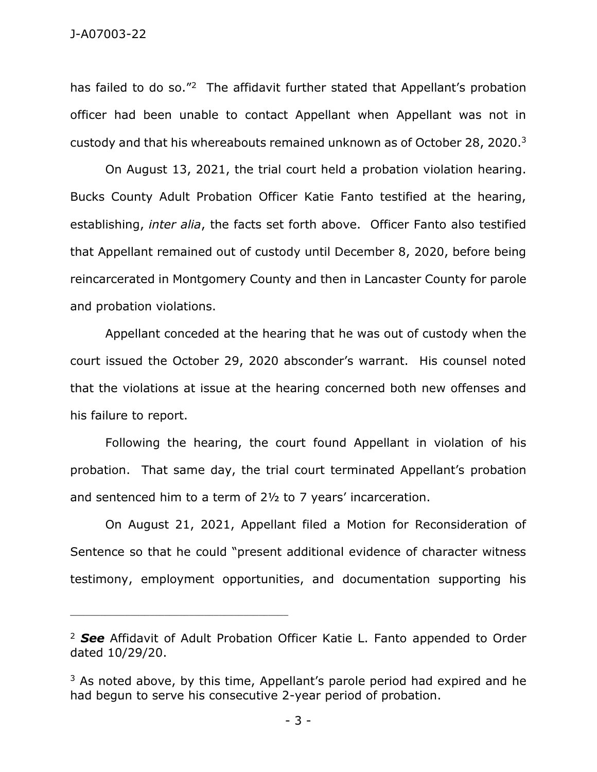has failed to do so."[2] The affidavit further stated that Appellant's probation officer had been unable to contact Appellant when Appellant was not in custody and that his whereabouts remained unknown as of October 28, 2020.[3]

On August 13, 2021, the trial court held a probation violation hearing. Bucks County Adult Probation Officer Katie Fanto testified at the hearing, establishing, *inter alia*, the facts set forth above. Officer Fanto also testified that Appellant remained out of custody until December 8, 2020, before being reincarcerated in Montgomery County and then in Lancaster County for parole and probation violations.

Appellant conceded at the hearing that he was out of custody when the court issued the October 29, 2020 absconder's warrant. His counsel noted that the violations at issue at the hearing concerned both new offenses and his failure to report.

Following the hearing, the court found Appellant in violation of his probation. That same day, the trial court terminated Appellant's probation and sentenced him to a term of 2½ to 7 years' incarceration.

On August 21, 2021, Appellant filed a Motion for Reconsideration of Sentence so that he could "present additional evidence of character witness testimony, employment opportunities, and documentation supporting his

---

[2] ***See*** Affidavit of Adult Probation Officer Katie L. Fanto appended to Order dated 10/29/20.

[3] As noted above, by this time, Appellant's parole period had expired and he had begun to serve his consecutive 2-year period of probation.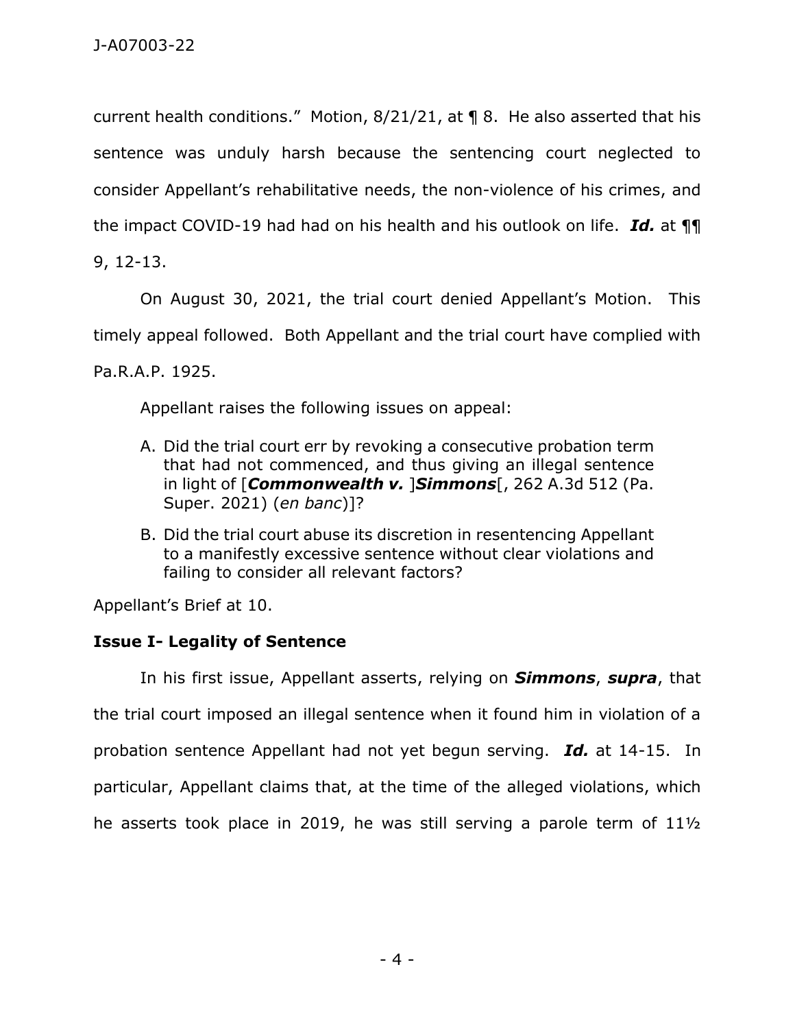current health conditions." Motion, 8/21/21, at ¶ 8. He also asserted that his sentence was unduly harsh because the sentencing court neglected to consider Appellant's rehabilitative needs, the non-violence of his crimes, and the impact COVID-19 had had on his health and his outlook on life. ***Id.*** at ¶¶ 9, 12-13.

On August 30, 2021, the trial court denied Appellant's Motion. This timely appeal followed. Both Appellant and the trial court have complied with Pa.R.A.P. 1925.

Appellant raises the following issues on appeal:

> A. Did the trial court err by revoking a consecutive probation term that had not commenced, and thus giving an illegal sentence in light of [***Commonwealth v.*** ]***Simmons***[, 262 A.3d 512 (Pa. Super. 2021) (*en banc*)]?
>
> B. Did the trial court abuse its discretion in resentencing Appellant to a manifestly excessive sentence without clear violations and failing to consider all relevant factors?

Appellant's Brief at 10.

**Issue I- Legality of Sentence**

In his first issue, Appellant asserts, relying on ***Simmons***, ***supra***, that the trial court imposed an illegal sentence when it found him in violation of a probation sentence Appellant had not yet begun serving. ***Id.*** at 14-15. In particular, Appellant claims that, at the time of the alleged violations, which he asserts took place in 2019, he was still serving a parole term of 11½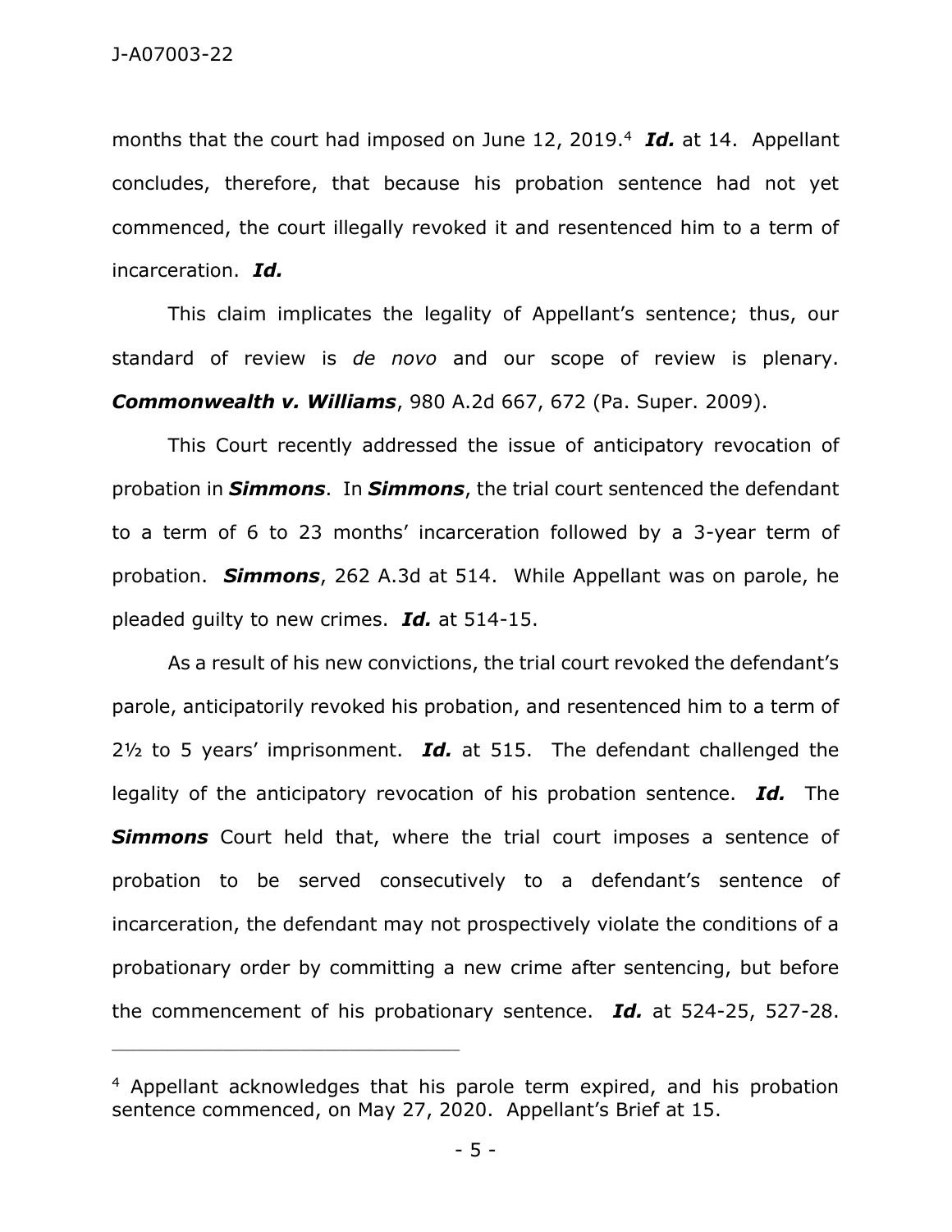months that the court had imposed on June 12, 2019.[4] ***Id.*** at 14. Appellant concludes, therefore, that because his probation sentence had not yet commenced, the court illegally revoked it and resentenced him to a term of incarceration. ***Id.***

This claim implicates the legality of Appellant's sentence; thus, our standard of review is *de novo* and our scope of review is plenary. ***Commonwealth v. Williams***, 980 A.2d 667, 672 (Pa. Super. 2009).

This Court recently addressed the issue of anticipatory revocation of probation in ***Simmons***. In ***Simmons***, the trial court sentenced the defendant to a term of 6 to 23 months' incarceration followed by a 3-year term of probation. ***Simmons***, 262 A.3d at 514. While Appellant was on parole, he pleaded guilty to new crimes. ***Id.*** at 514-15.

As a result of his new convictions, the trial court revoked the defendant's parole, anticipatorily revoked his probation, and resentenced him to a term of 2½ to 5 years' imprisonment. ***Id.*** at 515. The defendant challenged the legality of the anticipatory revocation of his probation sentence. ***Id.*** The ***Simmons*** Court held that, where the trial court imposes a sentence of probation to be served consecutively to a defendant's sentence of incarceration, the defendant may not prospectively violate the conditions of a probationary order by committing a new crime after sentencing, but before the commencement of his probationary sentence. ***Id.*** at 524-25, 527-28.

---

[4] Appellant acknowledges that his parole term expired, and his probation sentence commenced, on May 27, 2020. Appellant's Brief at 15.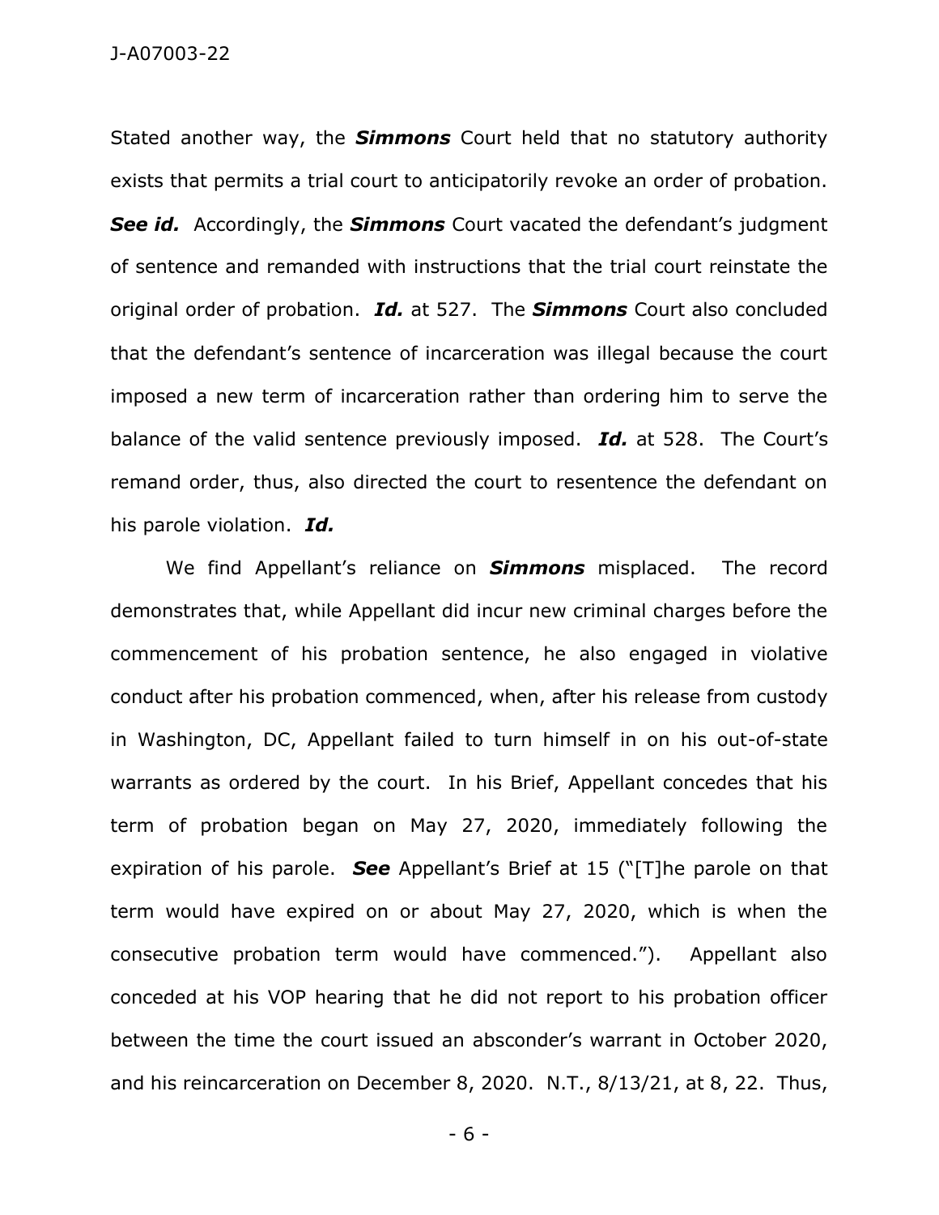Stated another way, the ***Simmons*** Court held that no statutory authority exists that permits a trial court to anticipatorily revoke an order of probation. ***See id.*** Accordingly, the ***Simmons*** Court vacated the defendant's judgment of sentence and remanded with instructions that the trial court reinstate the original order of probation. ***Id.*** at 527. The ***Simmons*** Court also concluded that the defendant's sentence of incarceration was illegal because the court imposed a new term of incarceration rather than ordering him to serve the balance of the valid sentence previously imposed. ***Id.*** at 528. The Court's remand order, thus, also directed the court to resentence the defendant on his parole violation. ***Id.***

We find Appellant's reliance on ***Simmons*** misplaced. The record demonstrates that, while Appellant did incur new criminal charges before the commencement of his probation sentence, he also engaged in violative conduct after his probation commenced, when, after his release from custody in Washington, DC, Appellant failed to turn himself in on his out-of-state warrants as ordered by the court. In his Brief, Appellant concedes that his term of probation began on May 27, 2020, immediately following the expiration of his parole. ***See*** Appellant's Brief at 15 ("[T]he parole on that term would have expired on or about May 27, 2020, which is when the consecutive probation term would have commenced."). Appellant also conceded at his VOP hearing that he did not report to his probation officer between the time the court issued an absconder's warrant in October 2020, and his reincarceration on December 8, 2020. N.T., 8/13/21, at 8, 22. Thus,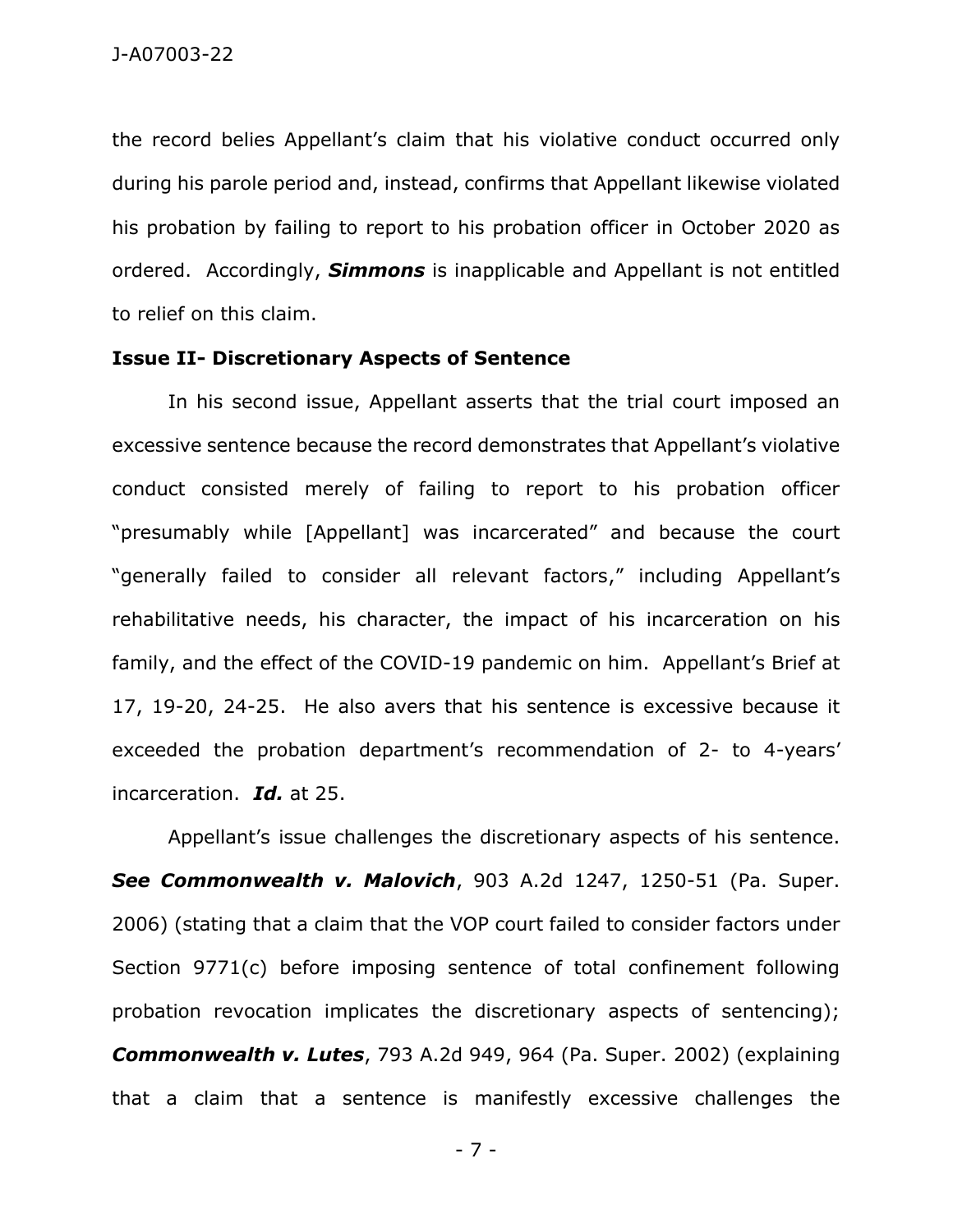the record belies Appellant's claim that his violative conduct occurred only during his parole period and, instead, confirms that Appellant likewise violated his probation by failing to report to his probation officer in October 2020 as ordered. Accordingly, ***Simmons*** is inapplicable and Appellant is not entitled to relief on this claim.

**Issue II- Discretionary Aspects of Sentence**

In his second issue, Appellant asserts that the trial court imposed an excessive sentence because the record demonstrates that Appellant's violative conduct consisted merely of failing to report to his probation officer "presumably while [Appellant] was incarcerated" and because the court "generally failed to consider all relevant factors," including Appellant's rehabilitative needs, his character, the impact of his incarceration on his family, and the effect of the COVID-19 pandemic on him. Appellant's Brief at 17, 19-20, 24-25. He also avers that his sentence is excessive because it exceeded the probation department's recommendation of 2- to 4-years' incarceration. ***Id.*** at 25.

Appellant's issue challenges the discretionary aspects of his sentence. ***See Commonwealth v. Malovich***, 903 A.2d 1247, 1250-51 (Pa. Super. 2006) (stating that a claim that the VOP court failed to consider factors under Section 9771(c) before imposing sentence of total confinement following probation revocation implicates the discretionary aspects of sentencing); ***Commonwealth v. Lutes***, 793 A.2d 949, 964 (Pa. Super. 2002) (explaining that a claim that a sentence is manifestly excessive challenges the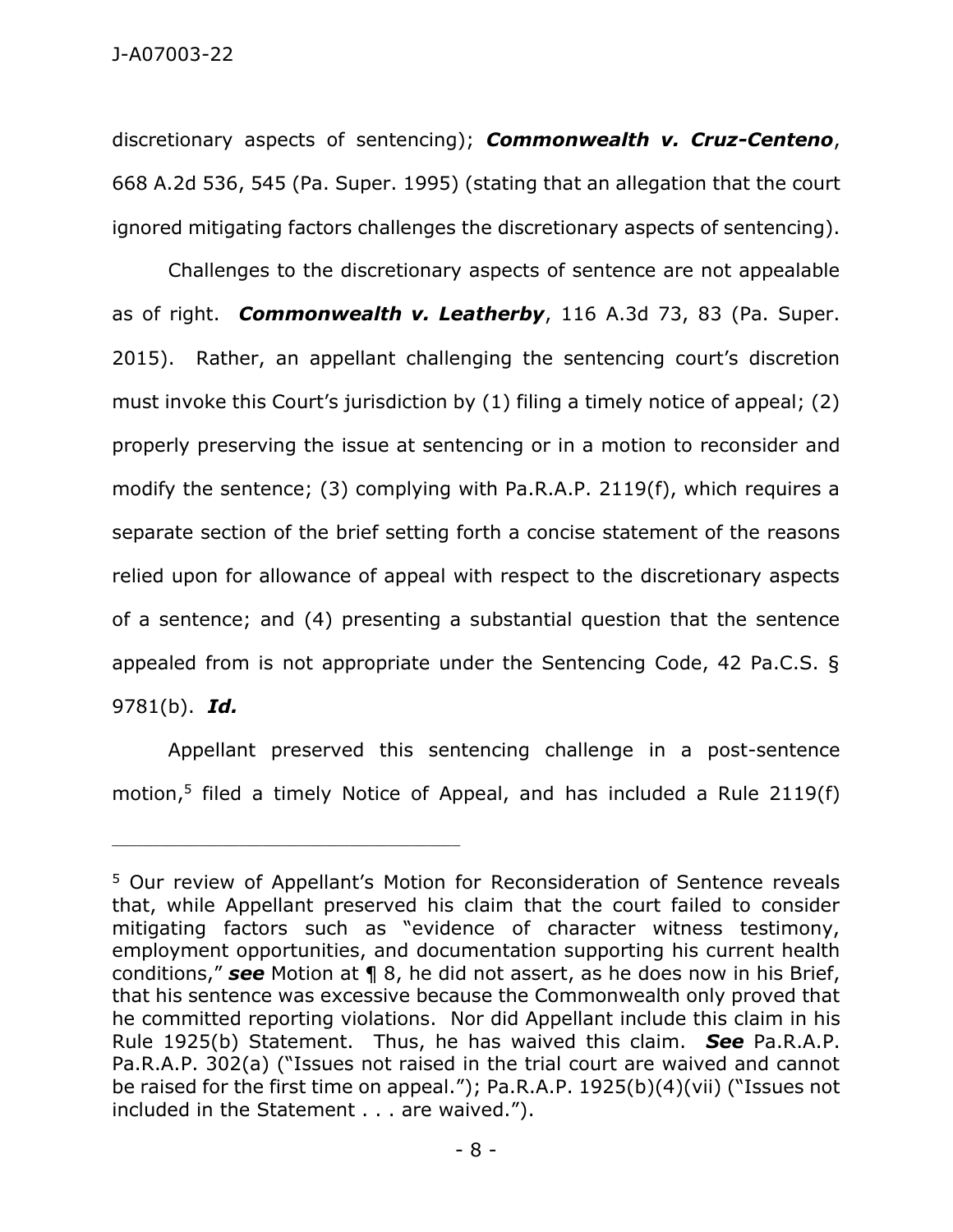discretionary aspects of sentencing); ***Commonwealth v. Cruz-Centeno***, 668 A.2d 536, 545 (Pa. Super. 1995) (stating that an allegation that the court ignored mitigating factors challenges the discretionary aspects of sentencing).

Challenges to the discretionary aspects of sentence are not appealable as of right. ***Commonwealth v. Leatherby***, 116 A.3d 73, 83 (Pa. Super. 2015). Rather, an appellant challenging the sentencing court's discretion must invoke this Court's jurisdiction by (1) filing a timely notice of appeal; (2) properly preserving the issue at sentencing or in a motion to reconsider and modify the sentence; (3) complying with Pa.R.A.P. 2119(f), which requires a separate section of the brief setting forth a concise statement of the reasons relied upon for allowance of appeal with respect to the discretionary aspects of a sentence; and (4) presenting a substantial question that the sentence appealed from is not appropriate under the Sentencing Code, 42 Pa.C.S. § 9781(b). ***Id.***

Appellant preserved this sentencing challenge in a post-sentence motion,[5] filed a timely Notice of Appeal, and has included a Rule 2119(f)

---

[5] Our review of Appellant's Motion for Reconsideration of Sentence reveals that, while Appellant preserved his claim that the court failed to consider mitigating factors such as "evidence of character witness testimony, employment opportunities, and documentation supporting his current health conditions," ***see*** Motion at ¶ 8, he did not assert, as he does now in his Brief, that his sentence was excessive because the Commonwealth only proved that he committed reporting violations. Nor did Appellant include this claim in his Rule 1925(b) Statement. Thus, he has waived this claim. ***See*** Pa.R.A.P. Pa.R.A.P. 302(a) ("Issues not raised in the trial court are waived and cannot be raised for the first time on appeal."); Pa.R.A.P. 1925(b)(4)(vii) ("Issues not included in the Statement . . . are waived.").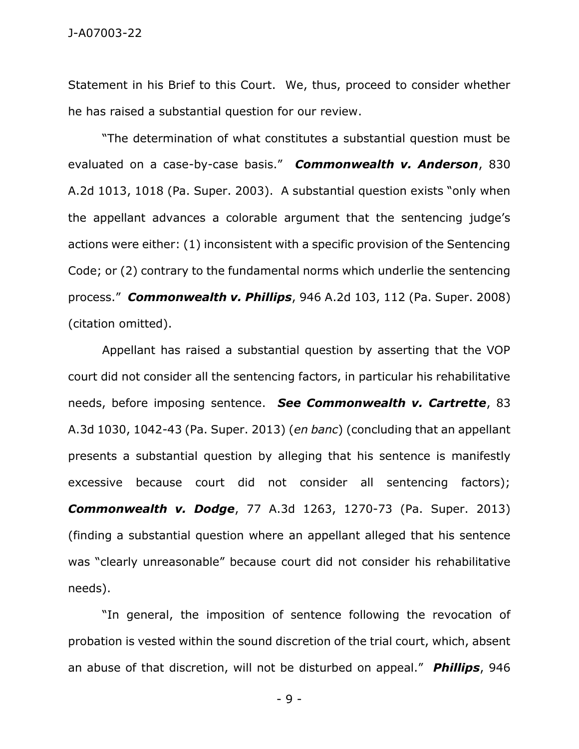Statement in his Brief to this Court. We, thus, proceed to consider whether he has raised a substantial question for our review.

"The determination of what constitutes a substantial question must be evaluated on a case-by-case basis." ***Commonwealth v. Anderson***, 830 A.2d 1013, 1018 (Pa. Super. 2003). A substantial question exists "only when the appellant advances a colorable argument that the sentencing judge's actions were either: (1) inconsistent with a specific provision of the Sentencing Code; or (2) contrary to the fundamental norms which underlie the sentencing process." ***Commonwealth v. Phillips***, 946 A.2d 103, 112 (Pa. Super. 2008) (citation omitted).

Appellant has raised a substantial question by asserting that the VOP court did not consider all the sentencing factors, in particular his rehabilitative needs, before imposing sentence. ***See Commonwealth v. Cartrette***, 83 A.3d 1030, 1042-43 (Pa. Super. 2013) (*en banc*) (concluding that an appellant presents a substantial question by alleging that his sentence is manifestly excessive because court did not consider all sentencing factors); ***Commonwealth v. Dodge***, 77 A.3d 1263, 1270-73 (Pa. Super. 2013) (finding a substantial question where an appellant alleged that his sentence was "clearly unreasonable" because court did not consider his rehabilitative needs).

"In general, the imposition of sentence following the revocation of probation is vested within the sound discretion of the trial court, which, absent an abuse of that discretion, will not be disturbed on appeal." ***Phillips***, 946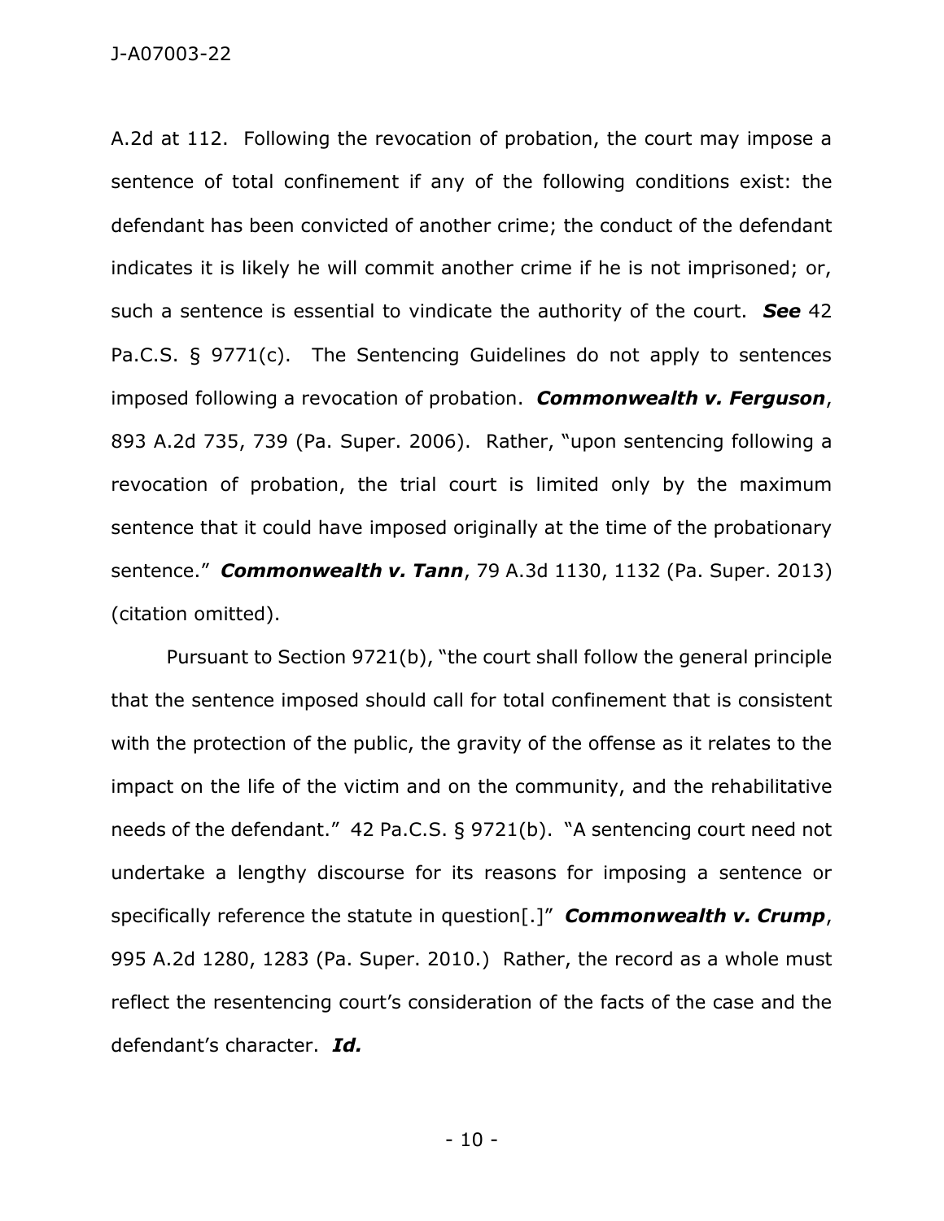A.2d at 112. Following the revocation of probation, the court may impose a sentence of total confinement if any of the following conditions exist: the defendant has been convicted of another crime; the conduct of the defendant indicates it is likely he will commit another crime if he is not imprisoned; or, such a sentence is essential to vindicate the authority of the court. ***See*** 42 Pa.C.S. § 9771(c). The Sentencing Guidelines do not apply to sentences imposed following a revocation of probation. ***Commonwealth v. Ferguson***, 893 A.2d 735, 739 (Pa. Super. 2006). Rather, "upon sentencing following a revocation of probation, the trial court is limited only by the maximum sentence that it could have imposed originally at the time of the probationary sentence." ***Commonwealth v. Tann***, 79 A.3d 1130, 1132 (Pa. Super. 2013) (citation omitted).

Pursuant to Section 9721(b), "the court shall follow the general principle that the sentence imposed should call for total confinement that is consistent with the protection of the public, the gravity of the offense as it relates to the impact on the life of the victim and on the community, and the rehabilitative needs of the defendant." 42 Pa.C.S. § 9721(b). "A sentencing court need not undertake a lengthy discourse for its reasons for imposing a sentence or specifically reference the statute in question[.]" ***Commonwealth v. Crump***, 995 A.2d 1280, 1283 (Pa. Super. 2010.) Rather, the record as a whole must reflect the resentencing court's consideration of the facts of the case and the defendant's character. ***Id.***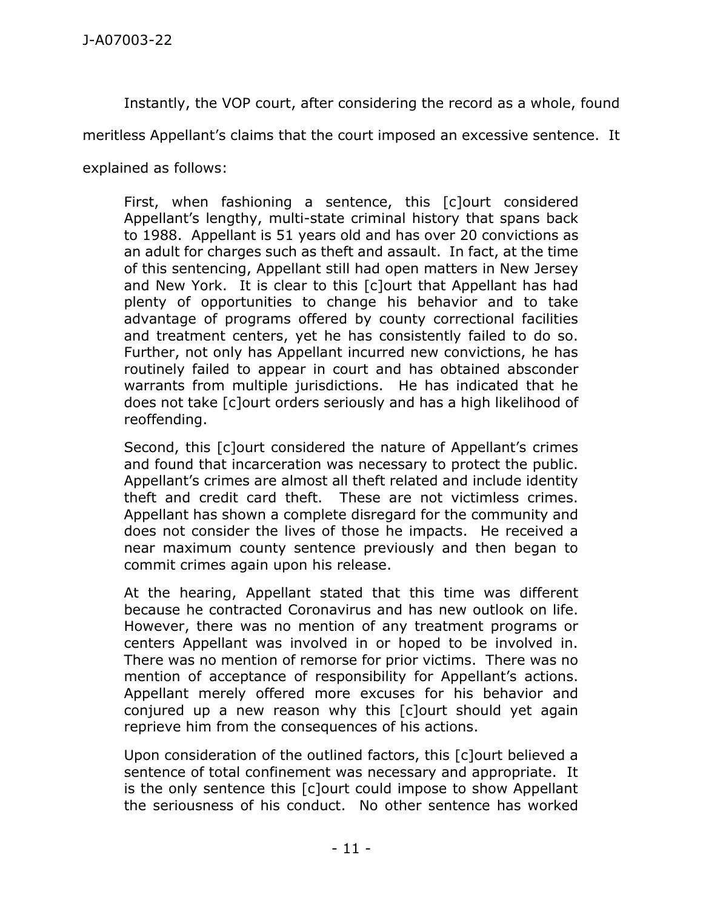Instantly, the VOP court, after considering the record as a whole, found meritless Appellant's claims that the court imposed an excessive sentence. It explained as follows:

> First, when fashioning a sentence, this [c]ourt considered Appellant's lengthy, multi-state criminal history that spans back to 1988. Appellant is 51 years old and has over 20 convictions as an adult for charges such as theft and assault. In fact, at the time of this sentencing, Appellant still had open matters in New Jersey and New York. It is clear to this [c]ourt that Appellant has had plenty of opportunities to change his behavior and to take advantage of programs offered by county correctional facilities and treatment centers, yet he has consistently failed to do so. Further, not only has Appellant incurred new convictions, he has routinely failed to appear in court and has obtained absconder warrants from multiple jurisdictions. He has indicated that he does not take [c]ourt orders seriously and has a high likelihood of reoffending.
>
> Second, this [c]ourt considered the nature of Appellant's crimes and found that incarceration was necessary to protect the public. Appellant's crimes are almost all theft related and include identity theft and credit card theft. These are not victimless crimes. Appellant has shown a complete disregard for the community and does not consider the lives of those he impacts. He received a near maximum county sentence previously and then began to commit crimes again upon his release.
>
> At the hearing, Appellant stated that this time was different because he contracted Coronavirus and has new outlook on life. However, there was no mention of any treatment programs or centers Appellant was involved in or hoped to be involved in. There was no mention of remorse for prior victims. There was no mention of acceptance of responsibility for Appellant's actions. Appellant merely offered more excuses for his behavior and conjured up a new reason why this [c]ourt should yet again reprieve him from the consequences of his actions.
>
> Upon consideration of the outlined factors, this [c]ourt believed a sentence of total confinement was necessary and appropriate. It is the only sentence this [c]ourt could impose to show Appellant the seriousness of his conduct. No other sentence has worked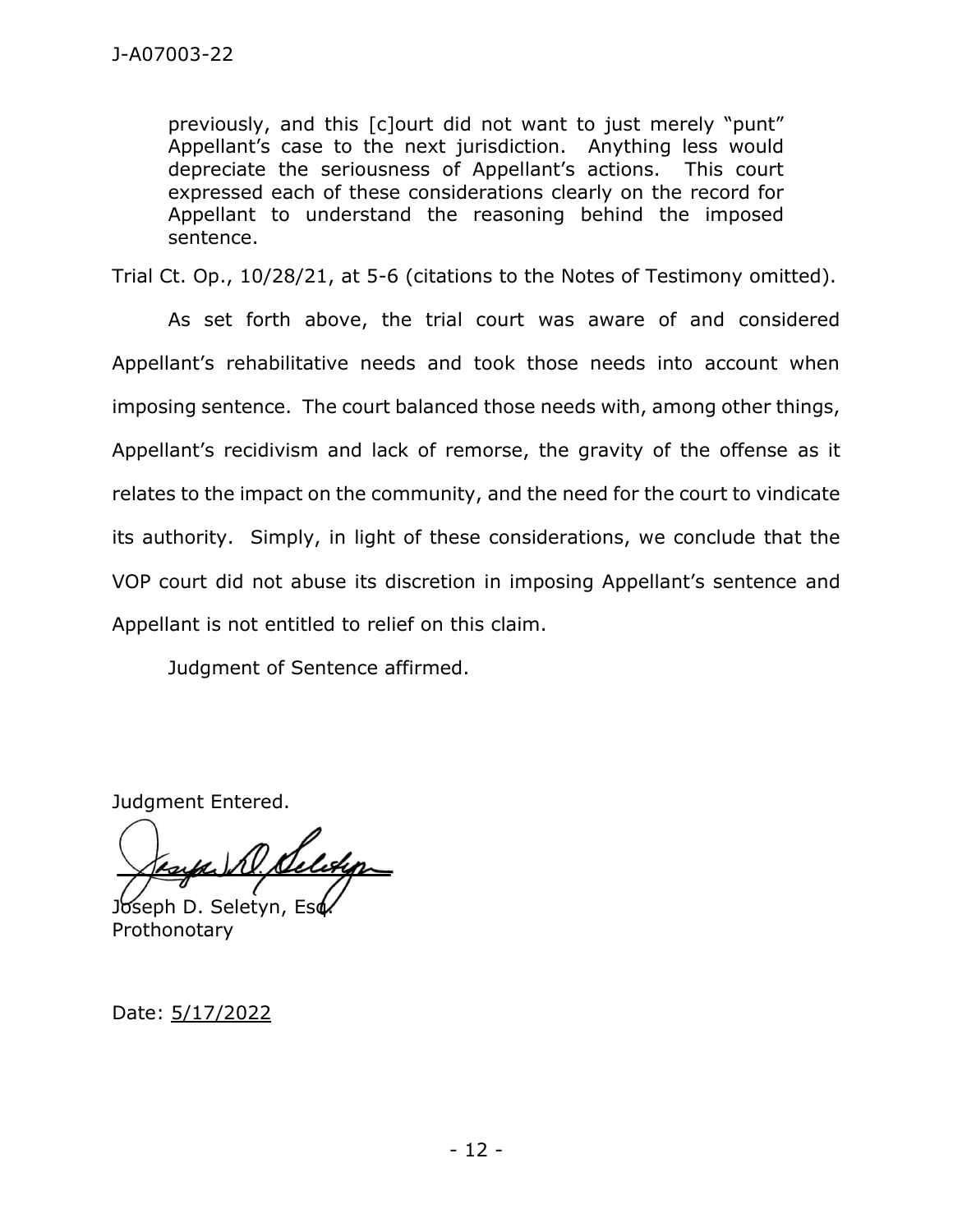> previously, and this [c]ourt did not want to just merely "punt" Appellant's case to the next jurisdiction. Anything less would depreciate the seriousness of Appellant's actions. This court expressed each of these considerations clearly on the record for Appellant to understand the reasoning behind the imposed sentence.

Trial Ct. Op., 10/28/21, at 5-6 (citations to the Notes of Testimony omitted).

As set forth above, the trial court was aware of and considered Appellant's rehabilitative needs and took those needs into account when imposing sentence. The court balanced those needs with, among other things, Appellant's recidivism and lack of remorse, the gravity of the offense as it relates to the impact on the community, and the need for the court to vindicate its authority. Simply, in light of these considerations, we conclude that the VOP court did not abuse its discretion in imposing Appellant's sentence and Appellant is not entitled to relief on this claim.

Judgment of Sentence affirmed.

Judgment Entered.

Joseph D. Seletyn, Esq.
Prothonotary

Date: 5/17/2022